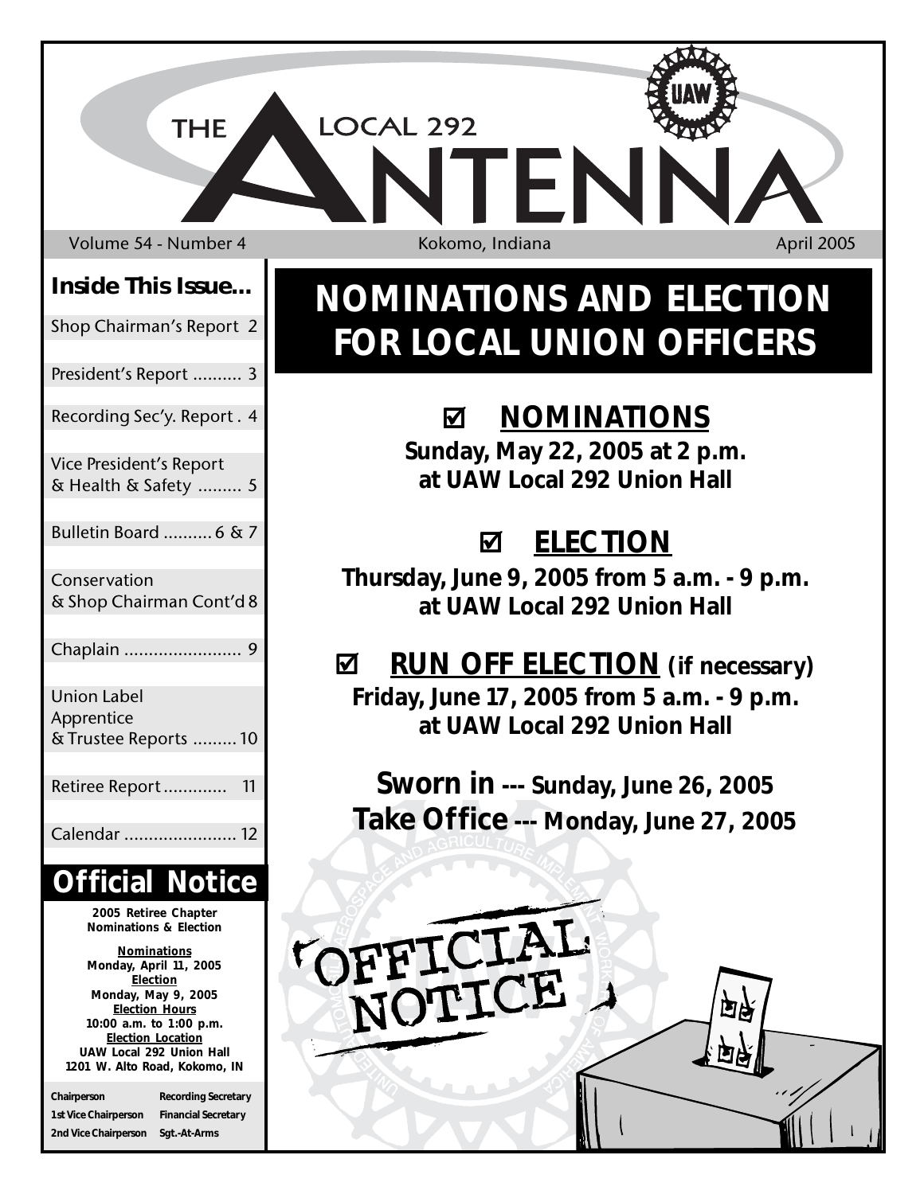# THE LOCAL 292 ANTENNA

Volume 54 - Number 4 | Kokomo, Indiana | April 2005

## Inside This Issue...

- Shop Chairman's Report 2
- President's Report .......... 3
- Recording Sec'y. Report . 4
- Vice President's Report & Health & Safety ......... 5
- Bulletin Board .......... 6 & 7
- Conservation & Shop Chairman Cont'd 8
- Chaplain ........................ 9
- Union Label Apprentice & Trustee Reports ......... 10
- Retiree Report ............. 11
- Calendar ....................... 12

## Official Notice

**2005 Retiree Chapter Nominations & Election**

**Nominations**
**Monday, April 11, 2005**
**Election**
**Monday, May 9, 2005**
**Election Hours**
**10:00 a.m. to 1:00 p.m.**
**Election Location**
**UAW Local 292 Union Hall**
**1201 W. Alto Road, Kokomo, IN**

| | |
|---|---|
| Chairperson | Recording Secretary |
| 1st Vice Chairperson | Financial Secretary |
| 2nd Vice Chairperson | Sgt.-At-Arms |

# NOMINATIONS AND ELECTION FOR LOCAL UNION OFFICERS

## ☑ NOMINATIONS

**Sunday, May 22, 2005 at 2 p.m.**
**at UAW Local 292 Union Hall**

## ☑ ELECTION

**Thursday, June 9, 2005 from 5 a.m. - 9 p.m.**
**at UAW Local 292 Union Hall**

## ☑ RUN OFF ELECTION (if necessary)

**Friday, June 17, 2005 from 5 a.m. - 9 p.m.**
**at UAW Local 292 Union Hall**

**Sworn in --- Sunday, June 26, 2005**
**Take Office --- Monday, June 27, 2005**

OFFICIAL NOTICE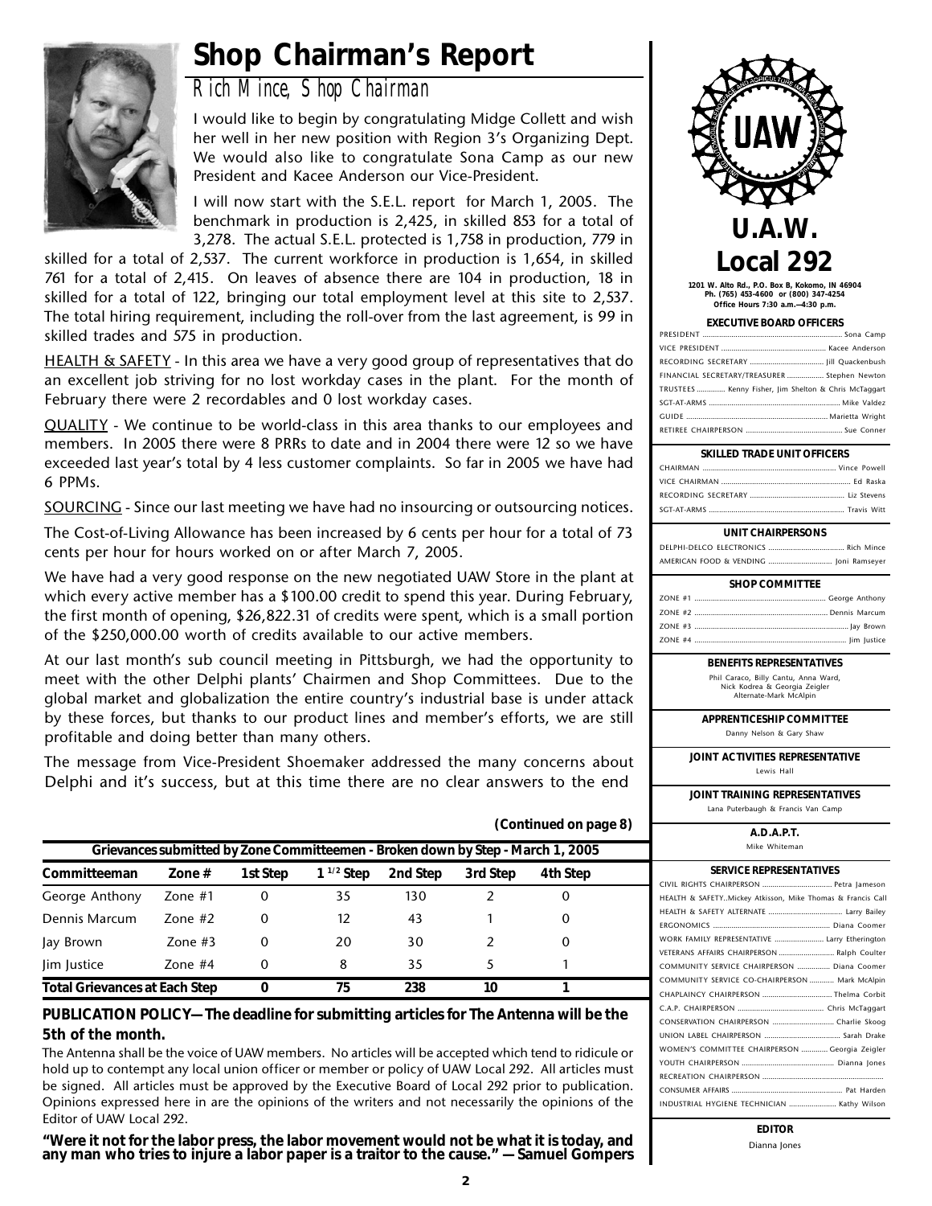# Shop Chairman's Report

*Rich Mince, Shop Chairman*

I would like to begin by congratulating Midge Collett and wish her well in her new position with Region 3's Organizing Dept. We would also like to congratulate Sona Camp as our new President and Kacee Anderson our Vice-President.

I will now start with the S.E.L. report for March 1, 2005. The benchmark in production is 2,425, in skilled 853 for a total of 3,278. The actual S.E.L. protected is 1,758 in production, 779 in skilled for a total of 2,537. The current workforce in production is 1,654, in skilled 761 for a total of 2,415. On leaves of absence there are 104 in production, 18 in skilled for a total of 122, bringing our total employment level at this site to 2,537. The total hiring requirement, including the roll-over from the last agreement, is 99 in skilled trades and 575 in production.

HEALTH & SAFETY - In this area we have a very good group of representatives that do an excellent job striving for no lost workday cases in the plant. For the month of February there were 2 recordables and 0 lost workday cases.

QUALITY - We continue to be world-class in this area thanks to our employees and members. In 2005 there were 8 PRRs to date and in 2004 there were 12 so we have exceeded last year's total by 4 less customer complaints. So far in 2005 we have had 6 PPMs.

SOURCING - Since our last meeting we have had no insourcing or outsourcing notices.

The Cost-of-Living Allowance has been increased by 6 cents per hour for a total of 73 cents per hour for hours worked on or after March 7, 2005.

We have had a very good response on the new negotiated UAW Store in the plant at which every active member has a $100.00 credit to spend this year. During February, the first month of opening, $26,822.31 of credits were spent, which is a small portion of the $250,000.00 worth of credits available to our active members.

At our last month's sub council meeting in Pittsburgh, we had the opportunity to meet with the other Delphi plants' Chairmen and Shop Committees. Due to the global market and globalization the entire country's industrial base is under attack by these forces, but thanks to our product lines and member's efforts, we are still profitable and doing better than many others.

The message from Vice-President Shoemaker addressed the many concerns about Delphi and it's success, but at this time there are no clear answers to the end

**(Continued on page 8)**

**Grievances submitted by Zone Committeemen - Broken down by Step - March 1, 2005**

| Committeeman | Zone # | 1st Step | 1 1/2 Step | 2nd Step | 3rd Step | 4th Step |
|---|---|---|---|---|---|---|
| George Anthony | Zone #1 | 0 | 35 | 130 | 2 | 0 |
| Dennis Marcum | Zone #2 | 0 | 12 | 43 | 1 | 0 |
| Jay Brown | Zone #3 | 0 | 20 | 30 | 2 | 0 |
| Jim Justice | Zone #4 | 0 | 8 | 35 | 5 | 1 |
| **Total Grievances at Each Step** | | **0** | **75** | **238** | **10** | **1** |

**PUBLICATION POLICY—The deadline for submitting articles for The Antenna will be the 5th of the month.**

The Antenna shall be the voice of UAW members. No articles will be accepted which tend to ridicule or hold up to contempt any local union officer or member or policy of UAW Local 292. All articles must be signed. All articles must be approved by the Executive Board of Local 292 prior to publication. Opinions expressed here in are the opinions of the writers and not necessarily the opinions of the Editor of UAW Local 292.

**"Were it not for the labor press, the labor movement would not be what it is today, and any man who tries to injure a labor paper is a traitor to the cause." — Samuel Gompers**

# U.A.W. Local 292

1201 W. Alto Rd., P.O. Box B, Kokomo, IN 46904
Ph. (765) 453-4600 or (800) 347-4254
Office Hours 7:30 a.m.—4:30 p.m.

**EXECUTIVE BOARD OFFICERS**

- PRESIDENT ........ Sona Camp
- VICE PRESIDENT ........ Kacee Anderson
- RECORDING SECRETARY ........ Jill Quackenbush
- FINANCIAL SECRETARY/TREASURER ........ Stephen Newton
- TRUSTEES ........ Kenny Fisher, Jim Shelton & Chris McTaggart
- SGT-AT-ARMS ........ Mike Valdez
- GUIDE ........ Marietta Wright
- RETIREE CHAIRPERSON ........ Sue Conner

**SKILLED TRADE UNIT OFFICERS**

- CHAIRMAN ........ Vince Powell
- VICE CHAIRMAN ........ Ed Raska
- RECORDING SECRETARY ........ Liz Stevens
- SGT-AT-ARMS ........ Travis Witt

**UNIT CHAIRPERSONS**

- DELPHI-DELCO ELECTRONICS ........ Rich Mince
- AMERICAN FOOD & VENDING ........ Joni Ramseyer

**SHOP COMMITTEE**

- ZONE #1 ........ George Anthony
- ZONE #2 ........ Dennis Marcum
- ZONE #3 ........ Jay Brown
- ZONE #4 ........ Jim Justice

**BENEFITS REPRESENTATIVES**

Phil Caraco, Billy Cantu, Anna Ward, Nick Kodrea & Georgia Zeigler
Alternate-Mark McAlpin

**APPRENTICESHIP COMMITTEE**

Danny Nelson & Gary Shaw

**JOINT ACTIVITIES REPRESENTATIVE**

Lewis Hall

**JOINT TRAINING REPRESENTATIVES**

Lana Puterbaugh & Francis Van Camp

**A.D.A.P.T.**

Mike Whiteman

**SERVICE REPRESENTATIVES**

- CIVIL RIGHTS CHAIRPERSON ........ Petra Jameson
- HEALTH & SAFETY..Mickey Atkisson, Mike Thomas & Francis Call
- HEALTH & SAFETY ALTERNATE ........ Larry Bailey
- ERGONOMICS ........ Diana Coomer
- WORK FAMILY REPRESENTATIVE ........ Larry Etherington
- VETERANS AFFAIRS CHAIRPERSON ........ Ralph Coulter
- COMMUNITY SERVICE CHAIRPERSON ........ Diana Coomer
- COMMUNITY SERVICE CO-CHAIRPERSON ........ Mark McAlpin
- CHAPLAINCY CHAIRPERSON ........ Thelma Corbit
- C.A.P. CHAIRPERSON ........ Chris McTaggart
- CONSERVATION CHAIRPERSON ........ Charlie Skoog
- UNION LABEL CHAIRPERSON ........ Sarah Drake
- WOMEN'S COMMITTEE CHAIRPERSON ........ Georgia Zeigler
- YOUTH CHAIRPERSON ........ Dianna Jones
- RECREATION CHAIRPERSON ........
- CONSUMER AFFAIRS ........ Pat Harden
- INDUSTRIAL HYGIENE TECHNICIAN ........ Kathy Wilson

**EDITOR**

Dianna Jones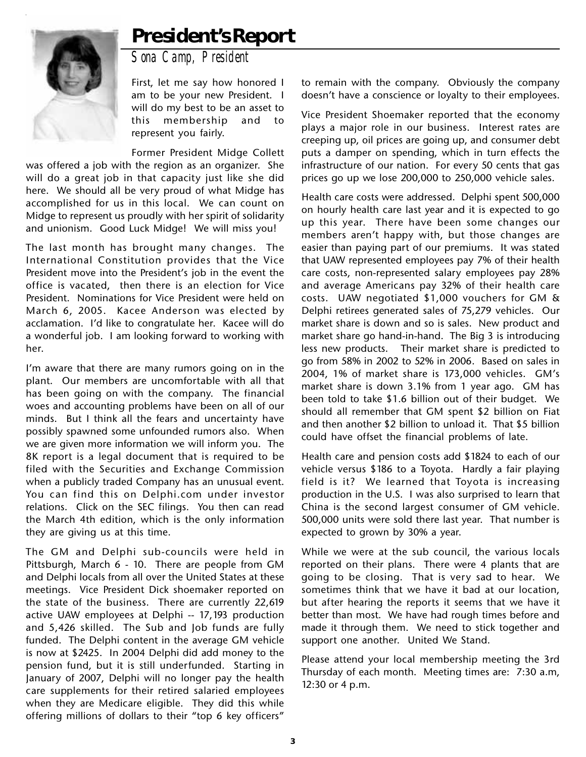# President's Report

*Sona Camp, President*

First, let me say how honored I am to be your new President. I will do my best to be an asset to this membership and to represent you fairly.

Former President Midge Collett was offered a job with the region as an organizer. She will do a great job in that capacity just like she did here. We should all be very proud of what Midge has accomplished for us in this local. We can count on Midge to represent us proudly with her spirit of solidarity and unionism. Good Luck Midge! We will miss you!

The last month has brought many changes. The International Constitution provides that the Vice President move into the President's job in the event the office is vacated, then there is an election for Vice President. Nominations for Vice President were held on March 6, 2005. Kacee Anderson was elected by acclamation. I'd like to congratulate her. Kacee will do a wonderful job. I am looking forward to working with her.

I'm aware that there are many rumors going on in the plant. Our members are uncomfortable with all that has been going on with the company. The financial woes and accounting problems have been on all of our minds. But I think all the fears and uncertainty have possibly spawned some unfounded rumors also. When we are given more information we will inform you. The 8K report is a legal document that is required to be filed with the Securities and Exchange Commission when a publicly traded Company has an unusual event. You can find this on Delphi.com under investor relations. Click on the SEC filings. You then can read the March 4th edition, which is the only information they are giving us at this time.

The GM and Delphi sub-councils were held in Pittsburgh, March 6 - 10. There are people from GM and Delphi locals from all over the United States at these meetings. Vice President Dick shoemaker reported on the state of the business. There are currently 22,619 active UAW employees at Delphi -- 17,193 production and 5,426 skilled. The Sub and Job funds are fully funded. The Delphi content in the average GM vehicle is now at $2425. In 2004 Delphi did add money to the pension fund, but it is still underfunded. Starting in January of 2007, Delphi will no longer pay the health care supplements for their retired salaried employees when they are Medicare eligible. They did this while offering millions of dollars to their "top 6 key officers" to remain with the company. Obviously the company doesn't have a conscience or loyalty to their employees.

Vice President Shoemaker reported that the economy plays a major role in our business. Interest rates are creeping up, oil prices are going up, and consumer debt puts a damper on spending, which in turn effects the infrastructure of our nation. For every 50 cents that gas prices go up we lose 200,000 to 250,000 vehicle sales.

Health care costs were addressed. Delphi spent 500,000 on hourly health care last year and it is expected to go up this year. There have been some changes our members aren't happy with, but those changes are easier than paying part of our premiums. It was stated that UAW represented employees pay 7% of their health care costs, non-represented salary employees pay 28% and average Americans pay 32% of their health care costs. UAW negotiated $1,000 vouchers for GM & Delphi retirees generated sales of 75,279 vehicles. Our market share is down and so is sales. New product and market share go hand-in-hand. The Big 3 is introducing less new products. Their market share is predicted to go from 58% in 2002 to 52% in 2006. Based on sales in 2004, 1% of market share is 173,000 vehicles. GM's market share is down 3.1% from 1 year ago. GM has been told to take $1.6 billion out of their budget. We should all remember that GM spent $2 billion on Fiat and then another $2 billion to unload it. That $5 billion could have offset the financial problems of late.

Health care and pension costs add $1824 to each of our vehicle versus $186 to a Toyota. Hardly a fair playing field is it? We learned that Toyota is increasing production in the U.S. I was also surprised to learn that China is the second largest consumer of GM vehicle. 500,000 units were sold there last year. That number is expected to grown by 30% a year.

While we were at the sub council, the various locals reported on their plans. There were 4 plants that are going to be closing. That is very sad to hear. We sometimes think that we have it bad at our location, but after hearing the reports it seems that we have it better than most. We have had rough times before and made it through them. We need to stick together and support one another. United We Stand.

Please attend your local membership meeting the 3rd Thursday of each month. Meeting times are: 7:30 a.m, 12:30 or 4 p.m.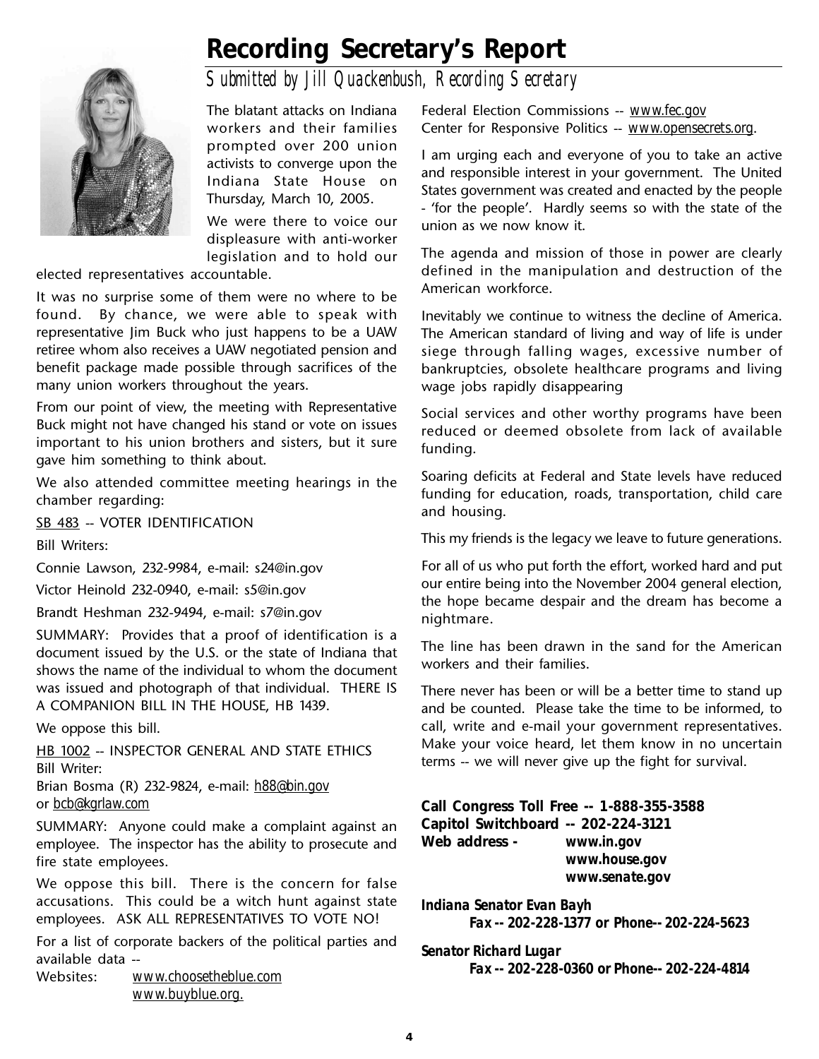# Recording Secretary's Report

*Submitted by Jill Quackenbush, Recording Secretary*

The blatant attacks on Indiana workers and their families prompted over 200 union activists to converge upon the Indiana State House on Thursday, March 10, 2005.

We were there to voice our displeasure with anti-worker legislation and to hold our elected representatives accountable.

It was no surprise some of them were no where to be found. By chance, we were able to speak with representative Jim Buck who just happens to be a UAW retiree whom also receives a UAW negotiated pension and benefit package made possible through sacrifices of the many union workers throughout the years.

From our point of view, the meeting with Representative Buck might not have changed his stand or vote on issues important to his union brothers and sisters, but it sure gave him something to think about.

We also attended committee meeting hearings in the chamber regarding:

SB 483 -- VOTER IDENTIFICATION

Bill Writers:

Connie Lawson, 232-9984, e-mail: s24@in.gov

Victor Heinold 232-0940, e-mail: s5@in.gov

Brandt Heshman 232-9494, e-mail: s7@in.gov

SUMMARY: Provides that a proof of identification is a document issued by the U.S. or the state of Indiana that shows the name of the individual to whom the document was issued and photograph of that individual. THERE IS A COMPANION BILL IN THE HOUSE, HB 1439.

We oppose this bill.

HB 1002 -- INSPECTOR GENERAL AND STATE ETHICS
Bill Writer:
Brian Bosma (R) 232-9824, e-mail: h88@bin.gov
or bcb@kgrlaw.com

SUMMARY: Anyone could make a complaint against an employee. The inspector has the ability to prosecute and fire state employees.

We oppose this bill. There is the concern for false accusations. This could be a witch hunt against state employees. ASK ALL REPRESENTATIVES TO VOTE NO!

For a list of corporate backers of the political parties and available data --
Websites: www.choosetheblue.com
www.buyblue.org.
Federal Election Commissions -- www.fec.gov
Center for Responsive Politics -- www.opensecrets.org.

I am urging each and everyone of you to take an active and responsible interest in your government. The United States government was created and enacted by the people - 'for the people'. Hardly seems so with the state of the union as we now know it.

The agenda and mission of those in power are clearly defined in the manipulation and destruction of the American workforce.

Inevitably we continue to witness the decline of America. The American standard of living and way of life is under siege through falling wages, excessive number of bankruptcies, obsolete healthcare programs and living wage jobs rapidly disappearing

Social services and other worthy programs have been reduced or deemed obsolete from lack of available funding.

Soaring deficits at Federal and State levels have reduced funding for education, roads, transportation, child care and housing.

This my friends is the legacy we leave to future generations.

For all of us who put forth the effort, worked hard and put our entire being into the November 2004 general election, the hope became despair and the dream has become a nightmare.

The line has been drawn in the sand for the American workers and their families.

There never has been or will be a better time to stand up and be counted. Please take the time to be informed, to call, write and e-mail your government representatives. Make your voice heard, let them know in no uncertain terms -- we will never give up the fight for survival.

**Call Congress Toll Free -- 1-888-355-3588**
**Capitol Switchboard -- 202-224-3121**
**Web address - www.in.gov**
**www.house.gov**
**www.senate.gov**

***Indiana Senator Evan Bayh***
***Fax -- 202-228-1377 or Phone-- 202-224-5623***

***Senator Richard Lugar***
***Fax -- 202-228-0360 or Phone-- 202-224-4814***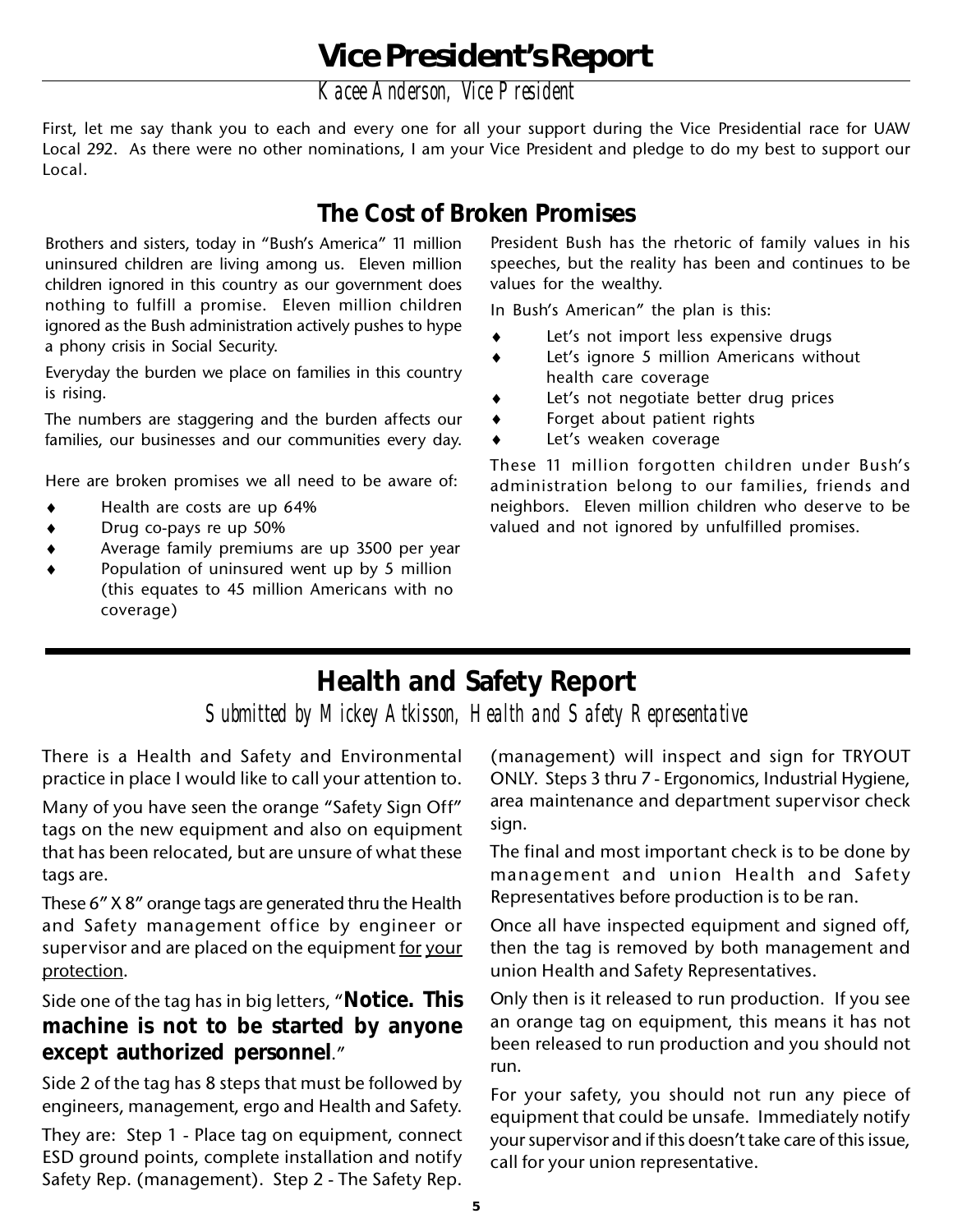# Vice President's Report

*Kacee Anderson, Vice President*

First, let me say thank you to each and every one for all your support during the Vice Presidential race for UAW Local 292. As there were no other nominations, I am your Vice President and pledge to do my best to support our Local.

## The Cost of Broken Promises

Brothers and sisters, today in "Bush's America" 11 million uninsured children are living among us. Eleven million children ignored in this country as our government does nothing to fulfill a promise. Eleven million children ignored as the Bush administration actively pushes to hype a phony crisis in Social Security.

Everyday the burden we place on families in this country is rising.

The numbers are staggering and the burden affects our families, our businesses and our communities every day.

Here are broken promises we all need to be aware of:

- Health are costs are up 64%
- Drug co-pays re up 50%
- Average family premiums are up 3500 per year
- Population of uninsured went up by 5 million (this equates to 45 million Americans with no coverage)

President Bush has the rhetoric of family values in his speeches, but the reality has been and continues to be values for the wealthy.

In Bush's American" the plan is this:

- Let's not import less expensive drugs
- Let's ignore 5 million Americans without health care coverage
- Let's not negotiate better drug prices
- Forget about patient rights
- Let's weaken coverage

These 11 million forgotten children under Bush's administration belong to our families, friends and neighbors. Eleven million children who deserve to be valued and not ignored by unfulfilled promises.

# Health and Safety Report

*Submitted by Mickey Atkisson, Health and Safety Representative*

There is a Health and Safety and Environmental practice in place I would like to call your attention to.

Many of you have seen the orange "Safety Sign Off" tags on the new equipment and also on equipment that has been relocated, but are unsure of what these tags are.

These 6" X 8" orange tags are generated thru the Health and Safety management office by engineer or supervisor and are placed on the equipment <u>for your protection</u>.

Side one of the tag has in big letters, "**Notice. This machine is not to be started by anyone except authorized personnel**."

Side 2 of the tag has 8 steps that must be followed by engineers, management, ergo and Health and Safety.

They are: Step 1 - Place tag on equipment, connect ESD ground points, complete installation and notify Safety Rep. (management). Step 2 - The Safety Rep. (management) will inspect and sign for TRYOUT ONLY. Steps 3 thru 7 - Ergonomics, Industrial Hygiene, area maintenance and department supervisor check sign.

The final and most important check is to be done by management and union Health and Safety Representatives before production is to be ran.

Once all have inspected equipment and signed off, then the tag is removed by both management and union Health and Safety Representatives.

Only then is it released to run production. If you see an orange tag on equipment, this means it has not been released to run production and you should not run.

For your safety, you should not run any piece of equipment that could be unsafe. Immediately notify your supervisor and if this doesn't take care of this issue, call for your union representative.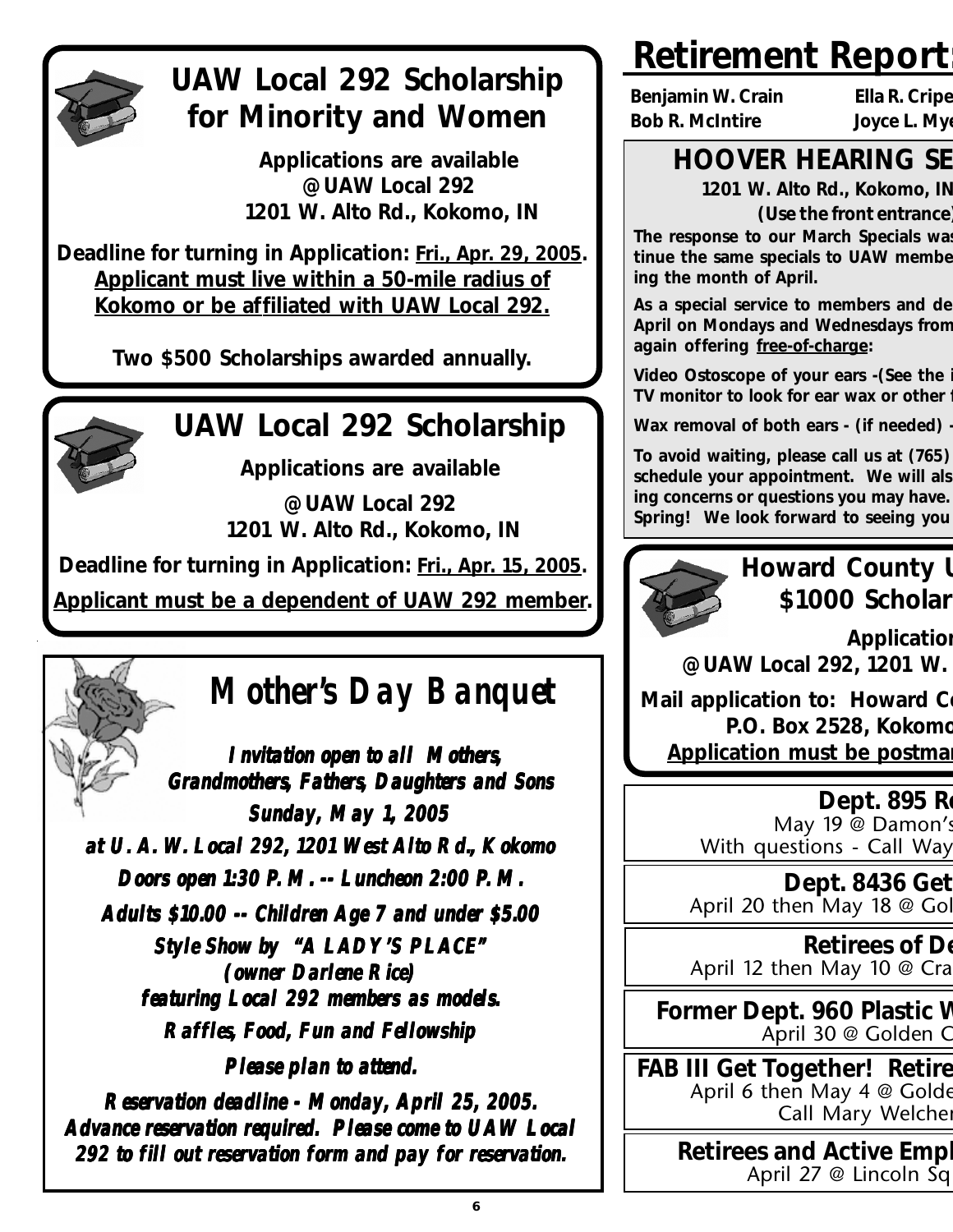## UAW Local 292 Scholarship for Minority and Women

**Applications are available @UAW Local 292 1201 W. Alto Rd., Kokomo, IN**

**Deadline for turning in Application: Fri., Apr. 29, 2005. Applicant must live within a 50-mile radius of Kokomo or be affiliated with UAW Local 292.**

**Two $500 Scholarships awarded annually.**

## UAW Local 292 Scholarship

**Applications are available**

**@UAW Local 292 1201 W. Alto Rd., Kokomo, IN**

**Deadline for turning in Application: Fri., Apr. 15, 2005.**

**Applicant must be a dependent of UAW 292 member.**

## *Mother's Day Banquet*

***Invitation open to all Mothers, Grandmothers, Fathers, Daughters and Sons***

***Sunday, May 1, 2005***

***at U. A. W. Local 292, 1201 West Alto Rd., Kokomo***

***Doors open 1:30 P. M. -- Luncheon 2:00 P. M.***

***Adults $10.00 -- Children Age 7 and under $5.00***

***Style Show by "A LADY'S PLACE" (owner Darlene Rice) featuring Local 292 members as models.***

***Raffles, Food, Fun and Fellowship***

***Please plan to attend.***

***Reservation deadline - Monday, April 25, 2005. Advance reservation required. Please come to UAW Local 292 to fill out reservation form and pay for reservation.***

# Retirement Report:

**Benjamin W. Crain** **Ella R. Cripe**
**Bob R. McIntire** **Joyce L. Mye**

## HOOVER HEARING SE

**1201 W. Alto Rd., Kokomo, IN**
**(Use the front entrance)**

**The response to our March Specials was tinue the same specials to UAW membe ing the month of April.**

**As a special service to members and de April on Mondays and Wednesdays from again offering free-of-charge:**

**Video Ostoscope of your ears -(See the i TV monitor to look for ear wax or other f**

**Wax removal of both ears - (if needed) -**

**To avoid waiting, please call us at (765) schedule your appointment. We will als ing concerns or questions you may have. Spring! We look forward to seeing you**

## Howard County U $1000 Scholar

**Application**

**@UAW Local 292, 1201 W.**

**Mail application to: Howard Co P.O. Box 2528, Kokomo**

**Application must be postmar**

**Dept. 895 Re**
May 19 @ Damon's
With questions - Call Way

**Dept. 8436 Get**
April 20 then May 18 @ Gol

**Retirees of De**
April 12 then May 10 @ Cra

**Former Dept. 960 Plastic W**
April 30 @ Golden C

**FAB III Get Together! Retire**
April 6 then May 4 @ Golde
Call Mary Welcher

**Retirees and Active Empl**
April 27 @ Lincoln Sq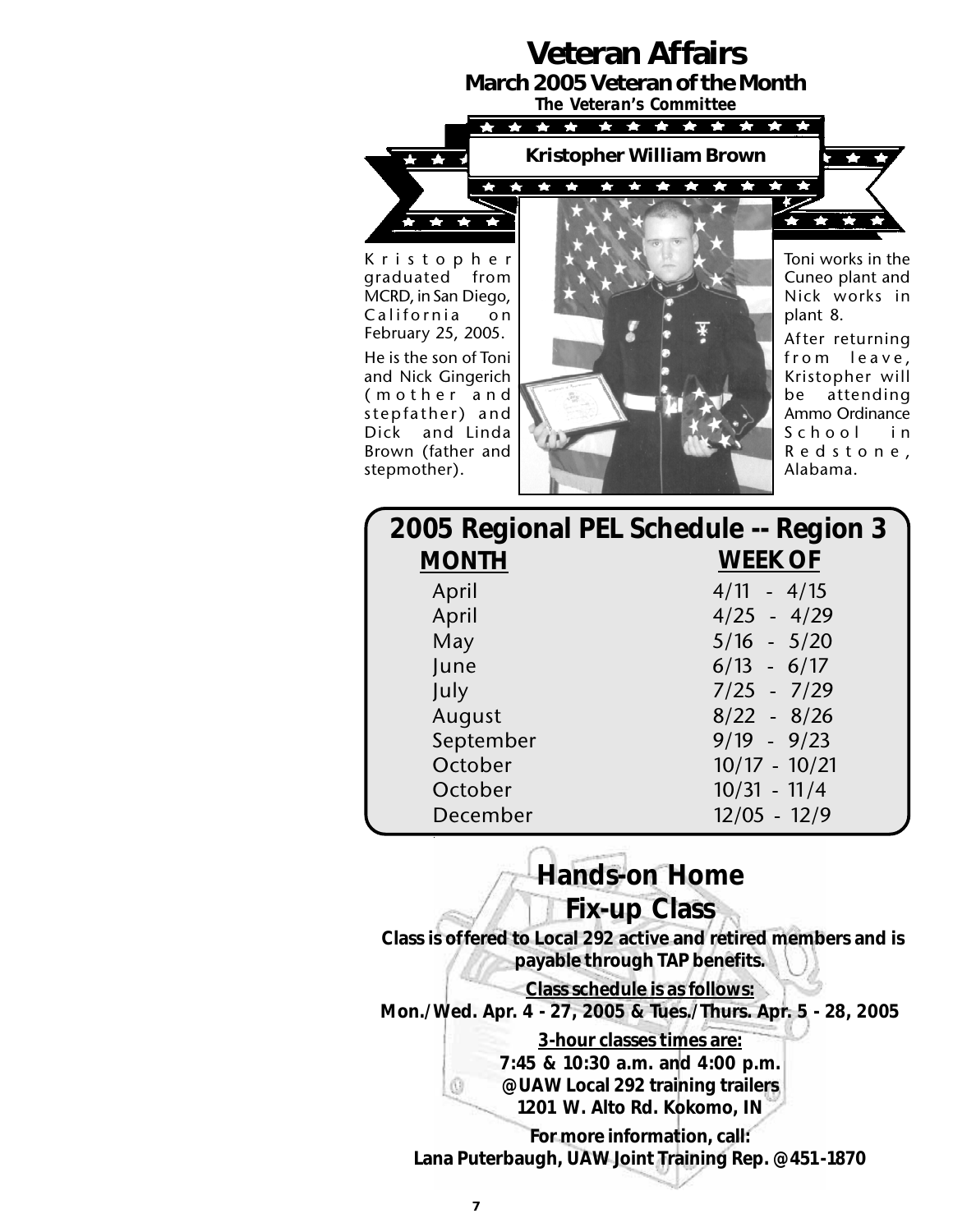# Veteran Affairs

## March 2005 Veteran of the Month

***The Veteran's Committee***

### Kristopher William Brown

Kristopher graduated from MCRD, in San Diego, California on February 25, 2005.

He is the son of Toni and Nick Gingerich (mother and stepfather) and Dick and Linda Brown (father and stepmother).

Toni works in the Cuneo plant and Nick works in plant 8.

After returning from leave, Kristopher will be attending Ammo Ordinance School in Redstone, Alabama.

## 2005 Regional PEL Schedule -- Region 3

| MONTH | WEEK OF |
|---|---|
| April | 4/11 - 4/15 |
| April | 4/25 - 4/29 |
| May | 5/16 - 5/20 |
| June | 6/13 - 6/17 |
| July | 7/25 - 7/29 |
| August | 8/22 - 8/26 |
| September | 9/19 - 9/23 |
| October | 10/17 - 10/21 |
| October | 10/31 - 11/4 |
| December | 12/05 - 12/9 |

## Hands-on Home Fix-up Class

**Class is offered to Local 292 active and retired members and is payable through TAP benefits.**

**Class schedule is as follows:**

**Mon./Wed. Apr. 4 - 27, 2005 & Tues./Thurs. Apr. 5 - 28, 2005**

**3-hour classes times are:**

**7:45 & 10:30 a.m. and 4:00 p.m.**
**@UAW Local 292 training trailers**
**1201 W. Alto Rd. Kokomo, IN**

**For more information, call:**
**Lana Puterbaugh, UAW Joint Training Rep. @451-1870**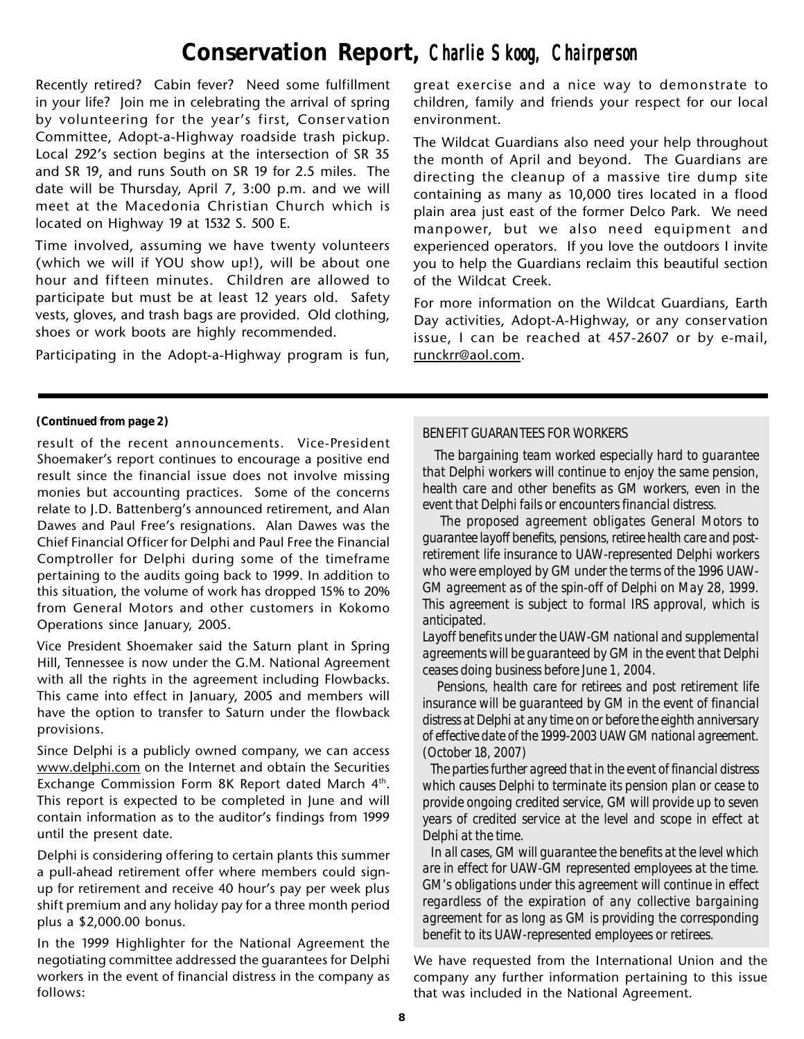# Conservation Report, *Charlie Skoog, Chairperson*

Recently retired? Cabin fever? Need some fulfillment in your life? Join me in celebrating the arrival of spring by volunteering for the year's first, Conservation Committee, Adopt-a-Highway roadside trash pickup. Local 292's section begins at the intersection of SR 35 and SR 19, and runs South on SR 19 for 2.5 miles. The date will be Thursday, April 7, 3:00 p.m. and we will meet at the Macedonia Christian Church which is located on Highway 19 at 1532 S. 500 E.

Time involved, assuming we have twenty volunteers (which we will if YOU show up!), will be about one hour and fifteen minutes. Children are allowed to participate but must be at least 12 years old. Safety vests, gloves, and trash bags are provided. Old clothing, shoes or work boots are highly recommended.

Participating in the Adopt-a-Highway program is fun, great exercise and a nice way to demonstrate to children, family and friends your respect for our local environment.

The Wildcat Guardians also need your help throughout the month of April and beyond. The Guardians are directing the cleanup of a massive tire dump site containing as many as 10,000 tires located in a flood plain area just east of the former Delco Park. We need manpower, but we also need equipment and experienced operators. If you love the outdoors I invite you to help the Guardians reclaim this beautiful section of the Wildcat Creek.

For more information on the Wildcat Guardians, Earth Day activities, Adopt-A-Highway, or any conservation issue, I can be reached at 457-2607 or by e-mail, runckrr@aol.com.

---

**(Continued from page 2)**

result of the recent announcements. Vice-President Shoemaker's report continues to encourage a positive end result since the financial issue does not involve missing monies but accounting practices. Some of the concerns relate to J.D. Battenberg's announced retirement, and Alan Dawes and Paul Free's resignations. Alan Dawes was the Chief Financial Officer for Delphi and Paul Free the Financial Comptroller for Delphi during some of the timeframe pertaining to the audits going back to 1999. In addition to this situation, the volume of work has dropped 15% to 20% from General Motors and other customers in Kokomo Operations since January, 2005.

Vice President Shoemaker said the Saturn plant in Spring Hill, Tennessee is now under the G.M. National Agreement with all the rights in the agreement including Flowbacks. This came into effect in January, 2005 and members will have the option to transfer to Saturn under the flowback provisions.

Since Delphi is a publicly owned company, we can access www.delphi.com on the Internet and obtain the Securities Exchange Commission Form 8K Report dated March 4th. This report is expected to be completed in June and will contain information as to the auditor's findings from 1999 until the present date.

Delphi is considering offering to certain plants this summer a pull-ahead retirement offer where members could sign-up for retirement and receive 40 hour's pay per week plus shift premium and any holiday pay for a three month period plus a $2,000.00 bonus.

In the 1999 Highlighter for the National Agreement the negotiating committee addressed the guarantees for Delphi workers in the event of financial distress in the company as follows:

BENEFIT GUARANTEES FOR WORKERS

*The bargaining team worked especially hard to guarantee that Delphi workers will continue to enjoy the same pension, health care and other benefits as GM workers, even in the event that Delphi fails or encounters financial distress.*

*The proposed agreement obligates General Motors to guarantee layoff benefits, pensions, retiree health care and post-retirement life insurance to UAW-represented Delphi workers who were employed by GM under the terms of the 1996 UAW-GM agreement as of the spin-off of Delphi on May 28, 1999. This agreement is subject to formal IRS approval, which is anticipated.*

*Layoff benefits under the UAW-GM national and supplemental agreements will be guaranteed by GM in the event that Delphi ceases doing business before June 1, 2004.*

*Pensions, health care for retirees and post retirement life insurance will be guaranteed by GM in the event of financial distress at Delphi at any time on or before the eighth anniversary of effective date of the 1999-2003 UAW GM national agreement. (October 18, 2007)*

*The parties further agreed that in the event of financial distress which causes Delphi to terminate its pension plan or cease to provide ongoing credited service, GM will provide up to seven years of credited service at the level and scope in effect at Delphi at the time.*

*In all cases, GM will guarantee the benefits at the level which are in effect for UAW-GM represented employees at the time. GM's obligations under this agreement will continue in effect regardless of the expiration of any collective bargaining agreement for as long as GM is providing the corresponding benefit to its UAW-represented employees or retirees.*

We have requested from the International Union and the company any further information pertaining to this issue that was included in the National Agreement.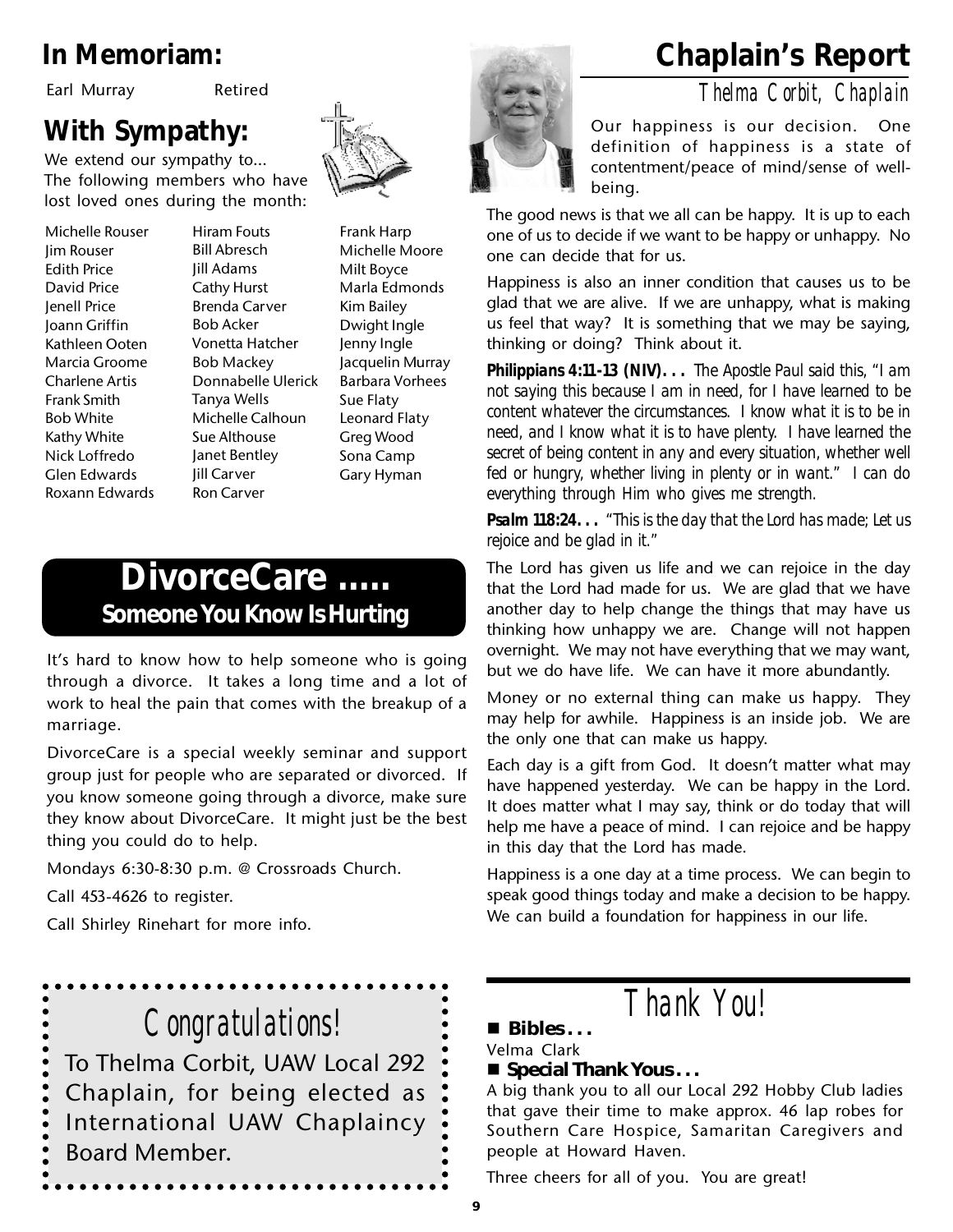## In Memoriam:

Earl Murray — Retired

## With Sympathy:

We extend our sympathy to...
The following members who have lost loved ones during the month:

Michelle Rouser
Jim Rouser
Edith Price
David Price
Jenell Price
Joann Griffin
Kathleen Ooten
Marcia Groome
Charlene Artis
Frank Smith
Bob White
Kathy White
Nick Loffredo
Glen Edwards
Roxann Edwards
Hiram Fouts
Bill Abresch
Jill Adams
Cathy Hurst
Brenda Carver
Bob Acker
Vonetta Hatcher
Bob Mackey
Donnabelle Ulerick
Tanya Wells
Michelle Calhoun
Sue Althouse
Janet Bentley
Jill Carver
Ron Carver
Frank Harp
Michelle Moore
Milt Boyce
Marla Edmonds
Kim Bailey
Dwight Ingle
Jenny Ingle
Jacquelin Murray
Barbara Vorhees
Sue Flaty
Leonard Flaty
Greg Wood
Sona Camp
Gary Hyman

## DivorceCare .....

### Someone You Know Is Hurting

It's hard to know how to help someone who is going through a divorce. It takes a long time and a lot of work to heal the pain that comes with the breakup of a marriage.

DivorceCare is a special weekly seminar and support group just for people who are separated or divorced. If you know someone going through a divorce, make sure they know about DivorceCare. It might just be the best thing you could do to help.

Mondays 6:30-8:30 p.m. @ Crossroads Church.

Call 453-4626 to register.

Call Shirley Rinehart for more info.

## Congratulations!

To Thelma Corbit, UAW Local 292 Chaplain, for being elected as International UAW Chaplaincy Board Member.

## Chaplain's Report

*Thelma Corbit, Chaplain*

Our happiness is our decision. One definition of happiness is a state of contentment/peace of mind/sense of well-being.

The good news is that we all can be happy. It is up to each one of us to decide if we want to be happy or unhappy. No one can decide that for us.

Happiness is also an inner condition that causes us to be glad that we are alive. If we are unhappy, what is making us feel that way? It is something that we may be saying, thinking or doing? Think about it.

**Philippians 4:11-13 (NIV)...** *The Apostle Paul said this, "I am not saying this because I am in need, for I have learned to be content whatever the circumstances. I know what it is to be in need, and I know what it is to have plenty. I have learned the secret of being content in any and every situation, whether well fed or hungry, whether living in plenty or in want." I can do everything through Him who gives me strength.*

**Psalm 118:24...** *"This is the day that the Lord has made; Let us rejoice and be glad in it."*

The Lord has given us life and we can rejoice in the day that the Lord had made for us. We are glad that we have another day to help change the things that may have us thinking how unhappy we are. Change will not happen overnight. We may not have everything that we may want, but we do have life. We can have it more abundantly.

Money or no external thing can make us happy. They may help for awhile. Happiness is an inside job. We are the only one that can make us happy.

Each day is a gift from God. It doesn't matter what may have happened yesterday. We can be happy in the Lord. It does matter what I may say, think or do today that will help me have a peace of mind. I can rejoice and be happy in this day that the Lord has made.

Happiness is a one day at a time process. We can begin to speak good things today and make a decision to be happy. We can build a foundation for happiness in our life.

## Thank You!

- **Bibles...**

Velma Clark

- **Special Thank Yous...**

A big thank you to all our Local 292 Hobby Club ladies that gave their time to make approx. 46 lap robes for Southern Care Hospice, Samaritan Caregivers and people at Howard Haven.

Three cheers for all of you. You are great!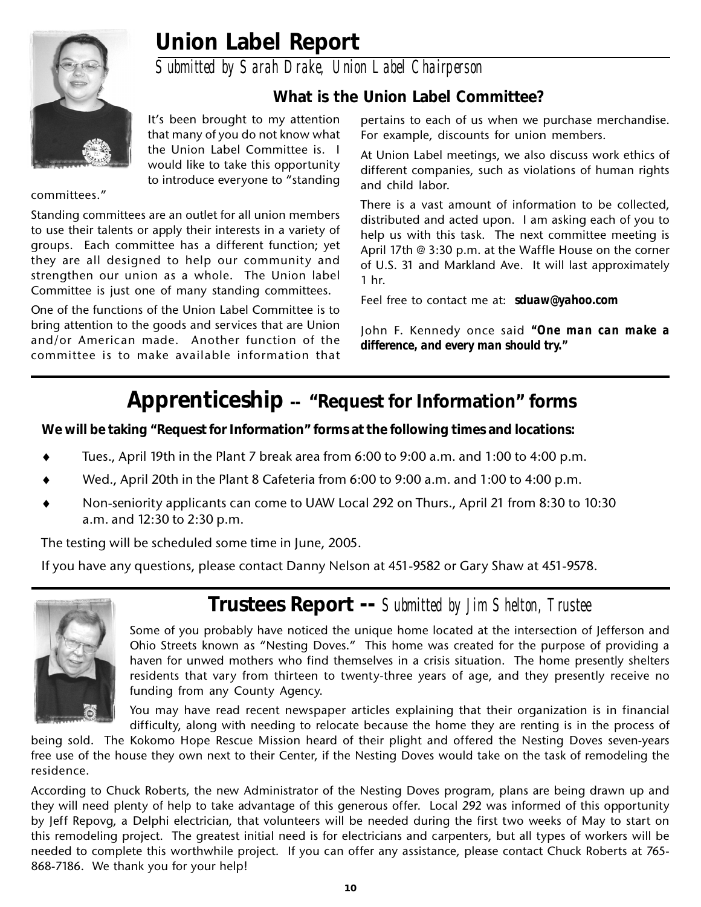# Union Label Report

*Submitted by Sarah Drake, Union Label Chairperson*

### What is the Union Label Committee?

It's been brought to my attention that many of you do not know what the Union Label Committee is. I would like to take this opportunity to introduce everyone to "standing committees."

Standing committees are an outlet for all union members to use their talents or apply their interests in a variety of groups. Each committee has a different function; yet they are all designed to help our community and strengthen our union as a whole. The Union label Committee is just one of many standing committees.

One of the functions of the Union Label Committee is to bring attention to the goods and services that are Union and/or American made. Another function of the committee is to make available information that pertains to each of us when we purchase merchandise. For example, discounts for union members.

At Union Label meetings, we also discuss work ethics of different companies, such as violations of human rights and child labor.

There is a vast amount of information to be collected, distributed and acted upon. I am asking each of you to help us with this task. The next committee meeting is April 17th @ 3:30 p.m. at the Waffle House on the corner of U.S. 31 and Markland Ave. It will last approximately 1 hr.

Feel free to contact me at: **sduaw@yahoo.com**

John F. Kennedy once said ***"One man can make a difference, and every man should try."***

# Apprenticeship -- "Request for Information" forms

***We will be taking "Request for Information" forms at the following times and locations:***

- Tues., April 19th in the Plant 7 break area from 6:00 to 9:00 a.m. and 1:00 to 4:00 p.m.
- Wed., April 20th in the Plant 8 Cafeteria from 6:00 to 9:00 a.m. and 1:00 to 4:00 p.m.
- Non-seniority applicants can come to UAW Local 292 on Thurs., April 21 from 8:30 to 10:30 a.m. and 12:30 to 2:30 p.m.

The testing will be scheduled some time in June, 2005.

If you have any questions, please contact Danny Nelson at 451-9582 or Gary Shaw at 451-9578.

# Trustees Report -- *Submitted by Jim Shelton, Trustee*

Some of you probably have noticed the unique home located at the intersection of Jefferson and Ohio Streets known as "Nesting Doves." This home was created for the purpose of providing a haven for unwed mothers who find themselves in a crisis situation. The home presently shelters residents that vary from thirteen to twenty-three years of age, and they presently receive no funding from any County Agency.

You may have read recent newspaper articles explaining that their organization is in financial difficulty, along with needing to relocate because the home they are renting is in the process of being sold. The Kokomo Hope Rescue Mission heard of their plight and offered the Nesting Doves seven-years free use of the house they own next to their Center, if the Nesting Doves would take on the task of remodeling the residence.

According to Chuck Roberts, the new Administrator of the Nesting Doves program, plans are being drawn up and they will need plenty of help to take advantage of this generous offer. Local 292 was informed of this opportunity by Jeff Repovg, a Delphi electrician, that volunteers will be needed during the first two weeks of May to start on this remodeling project. The greatest initial need is for electricians and carpenters, but all types of workers will be needed to complete this worthwhile project. If you can offer any assistance, please contact Chuck Roberts at 765-868-7186. We thank you for your help!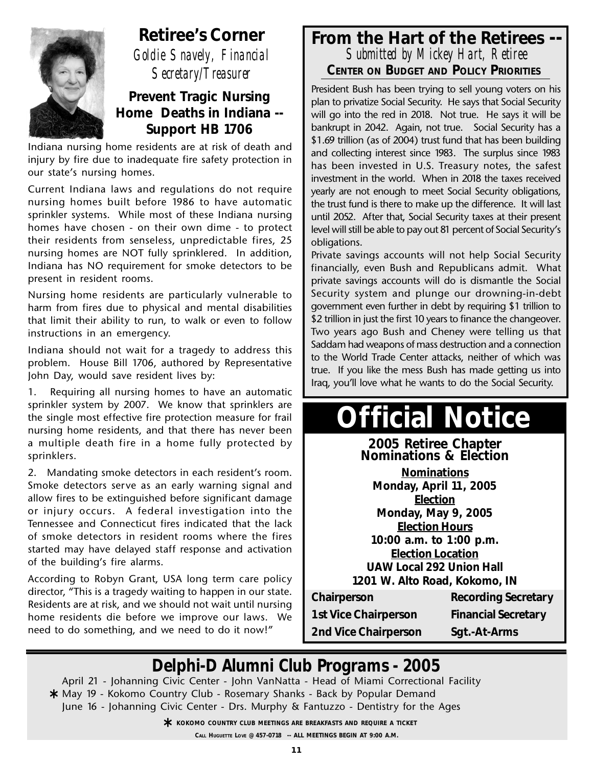## Retiree's Corner

*Goldie Snavely, Financial Secretary/Treasurer*

### Prevent Tragic Nursing Home Deaths in Indiana -- Support HB 1706

Indiana nursing home residents are at risk of death and injury by fire due to inadequate fire safety protection in our state's nursing homes.

Current Indiana laws and regulations do not require nursing homes built before 1986 to have automatic sprinkler systems. While most of these Indiana nursing homes have chosen - on their own dime - to protect their residents from senseless, unpredictable fires, 25 nursing homes are NOT fully sprinklered. In addition, Indiana has NO requirement for smoke detectors to be present in resident rooms.

Nursing home residents are particularly vulnerable to harm from fires due to physical and mental disabilities that limit their ability to run, to walk or even to follow instructions in an emergency.

Indiana should not wait for a tragedy to address this problem. House Bill 1706, authored by Representative John Day, would save resident lives by:

1. Requiring all nursing homes to have an automatic sprinkler system by 2007. We know that sprinklers are the single most effective fire protection measure for frail nursing home residents, and that there has never been a multiple death fire in a home fully protected by sprinklers.

2. Mandating smoke detectors in each resident's room. Smoke detectors serve as an early warning signal and allow fires to be extinguished before significant damage or injury occurs. A federal investigation into the Tennessee and Connecticut fires indicated that the lack of smoke detectors in resident rooms where the fires started may have delayed staff response and activation of the building's fire alarms.

According to Robyn Grant, USA long term care policy director, "This is a tragedy waiting to happen in our state. Residents are at risk, and we should not wait until nursing home residents die before we improve our laws. We need to do something, and we need to do it now!"

## From the Hart of the Retirees --

*Submitted by Mickey Hart, Retiree*

**Center on Budget and Policy Priorities**

President Bush has been trying to sell young voters on his plan to privatize Social Security. He says that Social Security will go into the red in 2018. Not true. He says it will be bankrupt in 2042. Again, not true. Social Security has a $1.69 trillion (as of 2004) trust fund that has been building and collecting interest since 1983. The surplus since 1983 has been invested in U.S. Treasury notes, the safest investment in the world. When in 2018 the taxes received yearly are not enough to meet Social Security obligations, the trust fund is there to make up the difference. It will last until 2052. After that, Social Security taxes at their present level will still be able to pay out 81 percent of Social Security's obligations.

Private savings accounts will not help Social Security financially, even Bush and Republicans admit. What private savings accounts will do is dismantle the Social Security system and plunge our drowning-in-debt government even further in debt by requiring $1 trillion to $2 trillion in just the first 10 years to finance the changeover. Two years ago Bush and Cheney were telling us that Saddam had weapons of mass destruction and a connection to the World Trade Center attacks, neither of which was true. If you like the mess Bush has made getting us into Iraq, you'll love what he wants to do the Social Security.

# Official Notice

**2005 Retiree Chapter Nominations & Election**

**Nominations**
**Monday, April 11, 2005**

**Election**
**Monday, May 9, 2005**

**Election Hours**
**10:00 a.m. to 1:00 p.m.**

**Election Location**
**UAW Local 292 Union Hall**
**1201 W. Alto Road, Kokomo, IN**

| | |
|---|---|
| Chairperson | Recording Secretary |
| 1st Vice Chairperson | Financial Secretary |
| 2nd Vice Chairperson | Sgt.-At-Arms |

## Delphi-D Alumni Club Programs - 2005

April 21 - Johanning Civic Center - John VanNatta - Head of Miami Correctional Facility
\* May 19 - Kokomo Country Club - Rosemary Shanks - Back by Popular Demand
June 16 - Johanning Civic Center - Drs. Murphy & Fantuzzo - Dentistry for the Ages

\* KOKOMO COUNTRY CLUB MEETINGS ARE BREAKFASTS AND REQUIRE A TICKET

CALL HUGUETTE LOVE @ 457-0718 -- ALL MEETINGS BEGIN AT 9:00 A.M.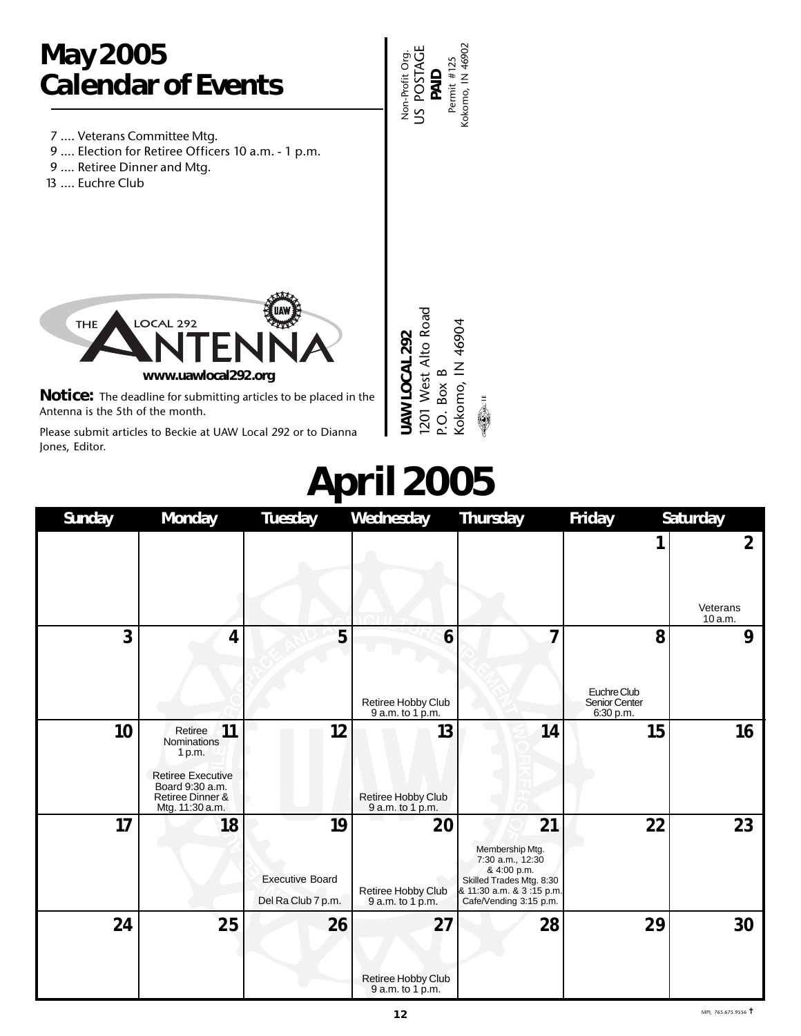# May 2005 Calendar of Events

- 7 .... Veterans Committee Mtg.
- 9 .... Election for Retiree Officers 10 a.m. - 1 p.m.
- 9 .... Retiree Dinner and Mtg.
- 13 .... Euchre Club

THE LOCAL 292 ANTENNA

www.uawlocal292.org

**Notice:** The deadline for submitting articles to be placed in the Antenna is the 5th of the month.

Please submit articles to Beckie at UAW Local 292 or to Dianna Jones, Editor.

Non-Profit Org.
US POSTAGE
**PAID**
Permit #125
Kokomo, IN 46902

**UAW LOCAL 292**
1201 West Alto Road
P.O. Box B
Kokomo, IN 46904

# April 2005

| Sunday | Monday | Tuesday | Wednesday | Thursday | Friday | Saturday |
|---|---|---|---|---|---|---|
| | | | | | 1 | 2 Veterans 10 a.m. |
| 3 | 4 | 5 | 6 Retiree Hobby Club 9 a.m. to 1 p.m. | 7 | 8 Euchre Club Senior Center 6:30 p.m. | 9 |
| 10 | 11 Retiree Nominations 1 p.m. Retiree Executive Board 9:30 a.m. Retiree Dinner & Mtg. 11:30 a.m. | 12 | 13 Retiree Hobby Club 9 a.m. to 1 p.m. | 14 | 15 | 16 |
| 17 | 18 | 19 Executive Board Del Ra Club 7 p.m. | 20 Retiree Hobby Club 9 a.m. to 1 p.m. | 21 Membership Mtg. 7:30 a.m., 12:30 & 4:00 p.m. Skilled Trades Mtg. 8:30 & 11:30 a.m. & 3 :15 p.m. Cafe/Vending 3:15 p.m. | 22 | 23 |
| 24 | 25 | 26 | 27 Retiree Hobby Club 9 a.m. to 1 p.m. | 28 | 29 | 30 |

MPI, 765.675.9556